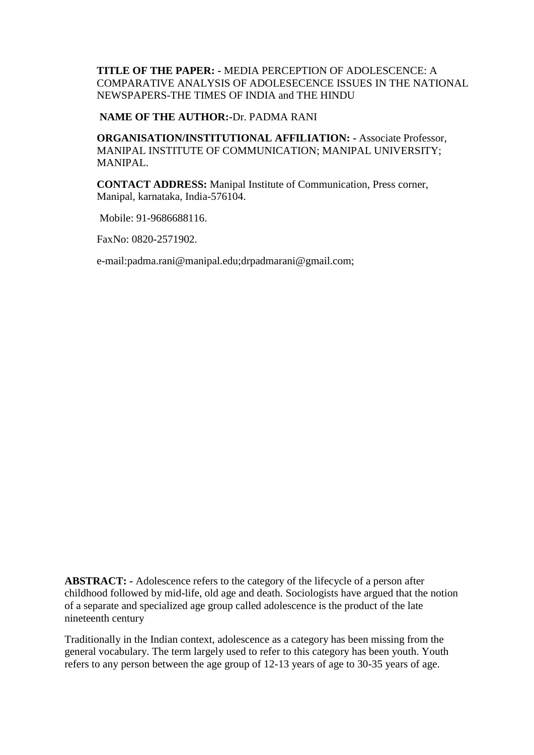**TITLE OF THE PAPER: -** MEDIA PERCEPTION OF ADOLESCENCE: A COMPARATIVE ANALYSIS OF ADOLESECENCE ISSUES IN THE NATIONAL NEWSPAPERS-THE TIMES OF INDIA and THE HINDU

**NAME OF THE AUTHOR:-**Dr. PADMA RANI

**ORGANISATION/INSTITUTIONAL AFFILIATION: -** Associate Professor, MANIPAL INSTITUTE OF COMMUNICATION; MANIPAL UNIVERSITY; MANIPAL.

**CONTACT ADDRESS:** Manipal Institute of Communication, Press corner, Manipal, karnataka, India-576104.

Mobile: 91-9686688116.

FaxNo: 0820-2571902.

e-mail:padma.rani@manipal.edu;drpadmarani@gmail.com;

**ABSTRACT: -** Adolescence refers to the category of the lifecycle of a person after childhood followed by mid-life, old age and death. Sociologists have argued that the notion of a separate and specialized age group called adolescence is the product of the late nineteenth century

Traditionally in the Indian context, adolescence as a category has been missing from the general vocabulary. The term largely used to refer to this category has been youth. Youth refers to any person between the age group of 12-13 years of age to 30-35 years of age.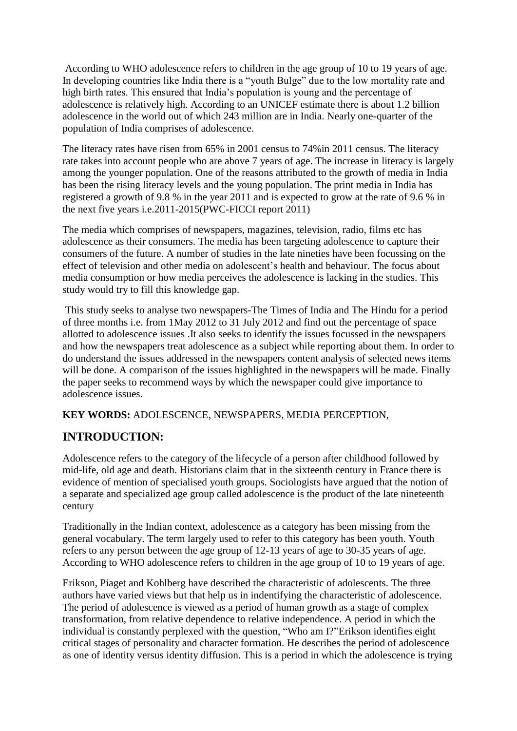According to WHO adolescence refers to children in the age group of 10 to 19 years of age. In developing countries like India there is a "youth Bulge" due to the low mortality rate and high birth rates. This ensured that India's population is young and the percentage of adolescence is relatively high. According to an UNICEF estimate there is about 1.2 billion adolescence in the world out of which 243 million are in India. Nearly one-quarter of the population of India comprises of adolescence.

The literacy rates have risen from 65% in 2001 census to 74%in 2011 census. The literacy rate takes into account people who are above 7 years of age. The increase in literacy is largely among the younger population. One of the reasons attributed to the growth of media in India has been the rising literacy levels and the young population. The print media in India has registered a growth of 9.8 % in the year 2011 and is expected to grow at the rate of 9.6 % in the next five years i.e.2011-2015(PWC-FICCI report 2011)

The media which comprises of newspapers, magazines, television, radio, films etc has adolescence as their consumers. The media has been targeting adolescence to capture their consumers of the future. A number of studies in the late nineties have been focussing on the effect of television and other media on adolescent's health and behaviour. The focus about media consumption or how media perceives the adolescence is lacking in the studies. This study would try to fill this knowledge gap.

This study seeks to analyse two newspapers-The Times of India and The Hindu for a period of three months i.e. from 1May 2012 to 31 July 2012 and find out the percentage of space allotted to adolescence issues .It also seeks to identify the issues focussed in the newspapers and how the newspapers treat adolescence as a subject while reporting about them. In order to do understand the issues addressed in the newspapers content analysis of selected news items will be done. A comparison of the issues highlighted in the newspapers will be made. Finally the paper seeks to recommend ways by which the newspaper could give importance to adolescence issues.

**KEY WORDS:** ADOLESCENCE, NEWSPAPERS, MEDIA PERCEPTION,

## INTRODUCTION:

Adolescence refers to the category of the lifecycle of a person after childhood followed by mid-life, old age and death. Historians claim that in the sixteenth century in France there is evidence of mention of specialised youth groups. Sociologists have argued that the notion of a separate and specialized age group called adolescence is the product of the late nineteenth century

Traditionally in the Indian context, adolescence as a category has been missing from the general vocabulary. The term largely used to refer to this category has been youth. Youth refers to any person between the age group of 12-13 years of age to 30-35 years of age. According to WHO adolescence refers to children in the age group of 10 to 19 years of age.

Erikson, Piaget and Kohlberg have described the characteristic of adolescents. The three authors have varied views but that help us in indentifying the characteristic of adolescence. The period of adolescence is viewed as a period of human growth as a stage of complex transformation, from relative dependence to relative independence. A period in which the individual is constantly perplexed with the question, "Who am I?"Erikson identifies eight critical stages of personality and character formation. He describes the period of adolescence as one of identity versus identity diffusion. This is a period in which the adolescence is trying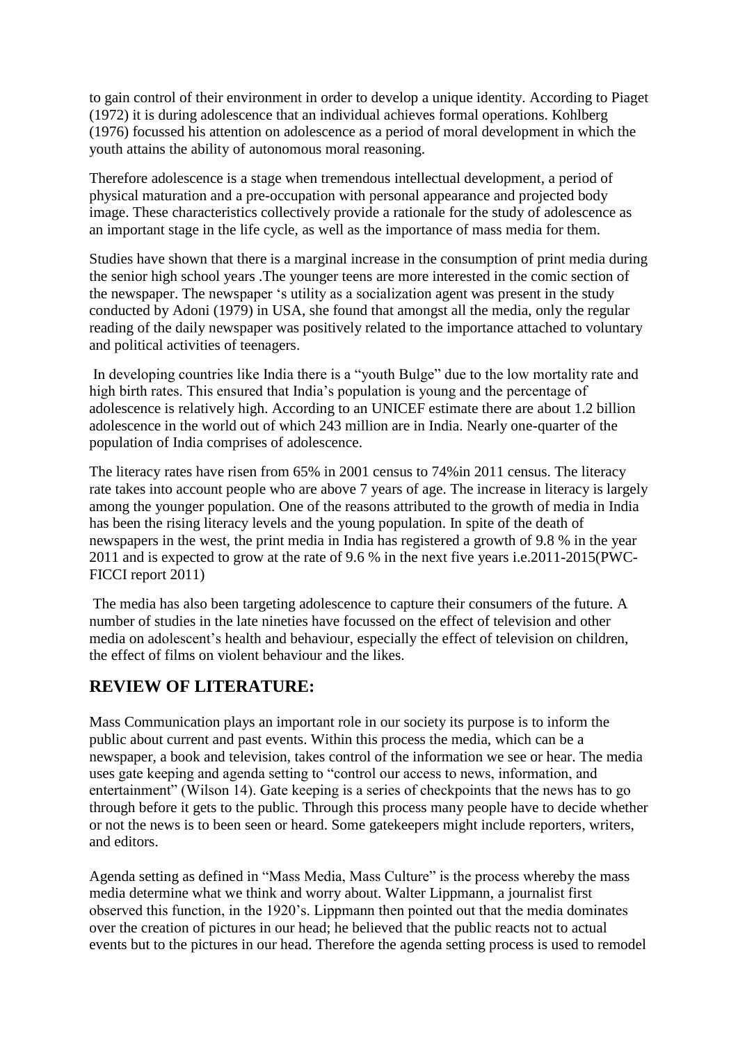to gain control of their environment in order to develop a unique identity. According to Piaget (1972) it is during adolescence that an individual achieves formal operations. Kohlberg (1976) focussed his attention on adolescence as a period of moral development in which the youth attains the ability of autonomous moral reasoning.

Therefore adolescence is a stage when tremendous intellectual development, a period of physical maturation and a pre-occupation with personal appearance and projected body image. These characteristics collectively provide a rationale for the study of adolescence as an important stage in the life cycle, as well as the importance of mass media for them.

Studies have shown that there is a marginal increase in the consumption of print media during the senior high school years .The younger teens are more interested in the comic section of the newspaper. The newspaper 's utility as a socialization agent was present in the study conducted by Adoni (1979) in USA, she found that amongst all the media, only the regular reading of the daily newspaper was positively related to the importance attached to voluntary and political activities of teenagers.

In developing countries like India there is a "youth Bulge" due to the low mortality rate and high birth rates. This ensured that India's population is young and the percentage of adolescence is relatively high. According to an UNICEF estimate there are about 1.2 billion adolescence in the world out of which 243 million are in India. Nearly one-quarter of the population of India comprises of adolescence.

The literacy rates have risen from 65% in 2001 census to 74%in 2011 census. The literacy rate takes into account people who are above 7 years of age. The increase in literacy is largely among the younger population. One of the reasons attributed to the growth of media in India has been the rising literacy levels and the young population. In spite of the death of newspapers in the west, the print media in India has registered a growth of 9.8 % in the year 2011 and is expected to grow at the rate of 9.6 % in the next five years i.e.2011-2015(PWC-FICCI report 2011)

The media has also been targeting adolescence to capture their consumers of the future. A number of studies in the late nineties have focussed on the effect of television and other media on adolescent's health and behaviour, especially the effect of television on children, the effect of films on violent behaviour and the likes.

## REVIEW OF LITERATURE:

Mass Communication plays an important role in our society its purpose is to inform the public about current and past events. Within this process the media, which can be a newspaper, a book and television, takes control of the information we see or hear. The media uses gate keeping and agenda setting to "control our access to news, information, and entertainment" (Wilson 14). Gate keeping is a series of checkpoints that the news has to go through before it gets to the public. Through this process many people have to decide whether or not the news is to been seen or heard. Some gatekeepers might include reporters, writers, and editors.

Agenda setting as defined in "Mass Media, Mass Culture" is the process whereby the mass media determine what we think and worry about. Walter Lippmann, a journalist first observed this function, in the 1920's. Lippmann then pointed out that the media dominates over the creation of pictures in our head; he believed that the public reacts not to actual events but to the pictures in our head. Therefore the agenda setting process is used to remodel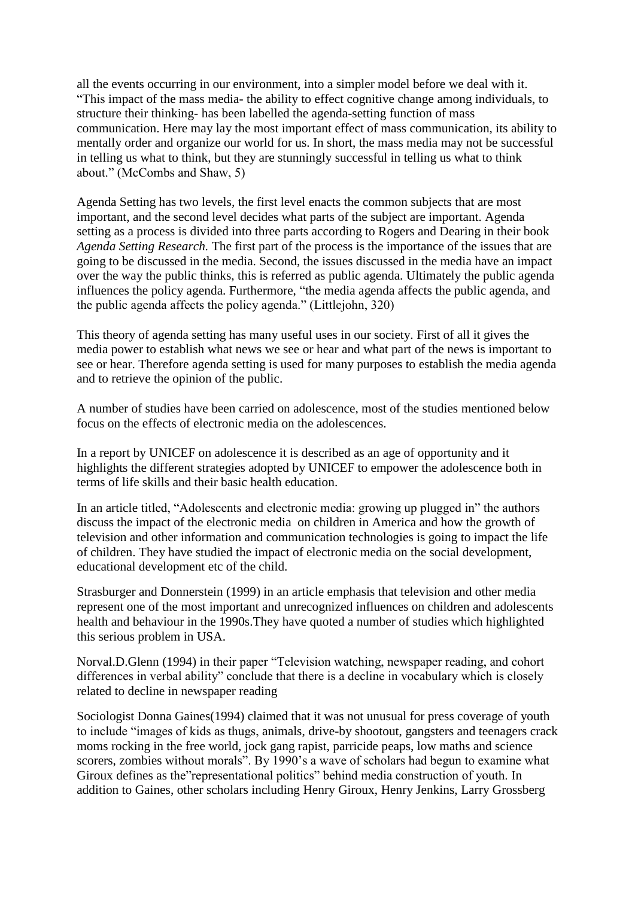all the events occurring in our environment, into a simpler model before we deal with it. "This impact of the mass media- the ability to effect cognitive change among individuals, to structure their thinking- has been labelled the agenda-setting function of mass communication. Here may lay the most important effect of mass communication, its ability to mentally order and organize our world for us. In short, the mass media may not be successful in telling us what to think, but they are stunningly successful in telling us what to think about." (McCombs and Shaw, 5)

Agenda Setting has two levels, the first level enacts the common subjects that are most important, and the second level decides what parts of the subject are important. Agenda setting as a process is divided into three parts according to Rogers and Dearing in their book *Agenda Setting Research.* The first part of the process is the importance of the issues that are going to be discussed in the media. Second, the issues discussed in the media have an impact over the way the public thinks, this is referred as public agenda. Ultimately the public agenda influences the policy agenda. Furthermore, "the media agenda affects the public agenda, and the public agenda affects the policy agenda." (Littlejohn, 320)

This theory of agenda setting has many useful uses in our society. First of all it gives the media power to establish what news we see or hear and what part of the news is important to see or hear. Therefore agenda setting is used for many purposes to establish the media agenda and to retrieve the opinion of the public.

A number of studies have been carried on adolescence, most of the studies mentioned below focus on the effects of electronic media on the adolescences.

In a report by UNICEF on adolescence it is described as an age of opportunity and it highlights the different strategies adopted by UNICEF to empower the adolescence both in terms of life skills and their basic health education.

In an article titled, "Adolescents and electronic media: growing up plugged in" the authors discuss the impact of the electronic media on children in America and how the growth of television and other information and communication technologies is going to impact the life of children. They have studied the impact of electronic media on the social development, educational development etc of the child.

Strasburger and Donnerstein (1999) in an article emphasis that television and other media represent one of the most important and unrecognized influences on children and adolescents health and behaviour in the 1990s.They have quoted a number of studies which highlighted this serious problem in USA.

Norval.D.Glenn (1994) in their paper "Television watching, newspaper reading, and cohort differences in verbal ability" conclude that there is a decline in vocabulary which is closely related to decline in newspaper reading

Sociologist Donna Gaines(1994) claimed that it was not unusual for press coverage of youth to include "images of kids as thugs, animals, drive-by shootout, gangsters and teenagers crack moms rocking in the free world, jock gang rapist, parricide peaps, low maths and science scorers, zombies without morals". By 1990's a wave of scholars had begun to examine what Giroux defines as the"representational politics" behind media construction of youth. In addition to Gaines, other scholars including Henry Giroux, Henry Jenkins, Larry Grossberg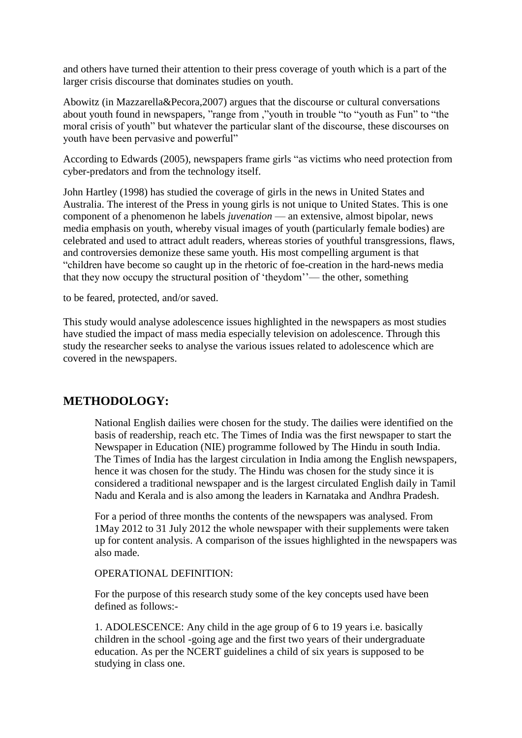and others have turned their attention to their press coverage of youth which is a part of the larger crisis discourse that dominates studies on youth.

Abowitz (in Mazzarella&Pecora,2007) argues that the discourse or cultural conversations about youth found in newspapers, "range from ,"youth in trouble "to "youth as Fun" to "the moral crisis of youth" but whatever the particular slant of the discourse, these discourses on youth have been pervasive and powerful"

According to Edwards (2005), newspapers frame girls "as victims who need protection from cyber-predators and from the technology itself.

John Hartley (1998) has studied the coverage of girls in the news in United States and Australia. The interest of the Press in young girls is not unique to United States. This is one component of a phenomenon he labels *juvenation* — an extensive, almost bipolar, news media emphasis on youth, whereby visual images of youth (particularly female bodies) are celebrated and used to attract adult readers, whereas stories of youthful transgressions, flaws, and controversies demonize these same youth. His most compelling argument is that "children have become so caught up in the rhetoric of foe-creation in the hard-news media that they now occupy the structural position of 'theydom''— the other, something

to be feared, protected, and/or saved.

This study would analyse adolescence issues highlighted in the newspapers as most studies have studied the impact of mass media especially television on adolescence. Through this study the researcher seeks to analyse the various issues related to adolescence which are covered in the newspapers.

## METHODOLOGY:

National English dailies were chosen for the study. The dailies were identified on the basis of readership, reach etc. The Times of India was the first newspaper to start the Newspaper in Education (NIE) programme followed by The Hindu in south India. The Times of India has the largest circulation in India among the English newspapers, hence it was chosen for the study. The Hindu was chosen for the study since it is considered a traditional newspaper and is the largest circulated English daily in Tamil Nadu and Kerala and is also among the leaders in Karnataka and Andhra Pradesh.

For a period of three months the contents of the newspapers was analysed. From 1May 2012 to 31 July 2012 the whole newspaper with their supplements were taken up for content analysis. A comparison of the issues highlighted in the newspapers was also made.

OPERATIONAL DEFINITION:

For the purpose of this research study some of the key concepts used have been defined as follows:-

1. ADOLESCENCE: Any child in the age group of 6 to 19 years i.e. basically children in the school -going age and the first two years of their undergraduate education. As per the NCERT guidelines a child of six years is supposed to be studying in class one.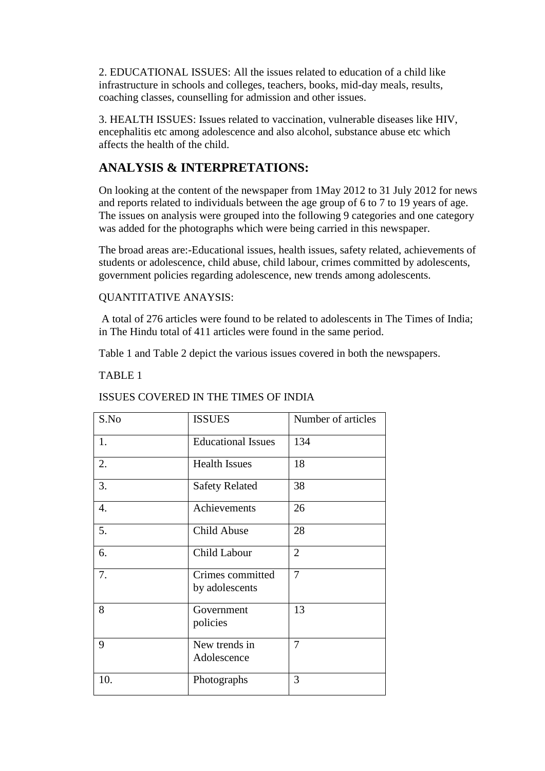2. EDUCATIONAL ISSUES: All the issues related to education of a child like infrastructure in schools and colleges, teachers, books, mid-day meals, results, coaching classes, counselling for admission and other issues.

3. HEALTH ISSUES: Issues related to vaccination, vulnerable diseases like HIV, encephalitis etc among adolescence and also alcohol, substance abuse etc which affects the health of the child.

## ANALYSIS & INTERPRETATIONS:

On looking at the content of the newspaper from 1May 2012 to 31 July 2012 for news and reports related to individuals between the age group of 6 to 7 to 19 years of age. The issues on analysis were grouped into the following 9 categories and one category was added for the photographs which were being carried in this newspaper.

The broad areas are:-Educational issues, health issues, safety related, achievements of students or adolescence, child abuse, child labour, crimes committed by adolescents, government policies regarding adolescence, new trends among adolescents.

QUANTITATIVE ANAYSIS:

A total of 276 articles were found to be related to adolescents in The Times of India; in The Hindu total of 411 articles were found in the same period.

Table 1 and Table 2 depict the various issues covered in both the newspapers.

TABLE 1

ISSUES COVERED IN THE TIMES OF INDIA

| S.No | ISSUES | Number of articles |
|---|---|---|
| 1. | Educational Issues | 134 |
| 2. | Health Issues | 18 |
| 3. | Safety Related | 38 |
| 4. | Achievements | 26 |
| 5. | Child Abuse | 28 |
| 6. | Child Labour | 2 |
| 7. | Crimes committed by adolescents | 7 |
| 8 | Government policies | 13 |
| 9 | New trends in Adolescence | 7 |
| 10. | Photographs | 3 |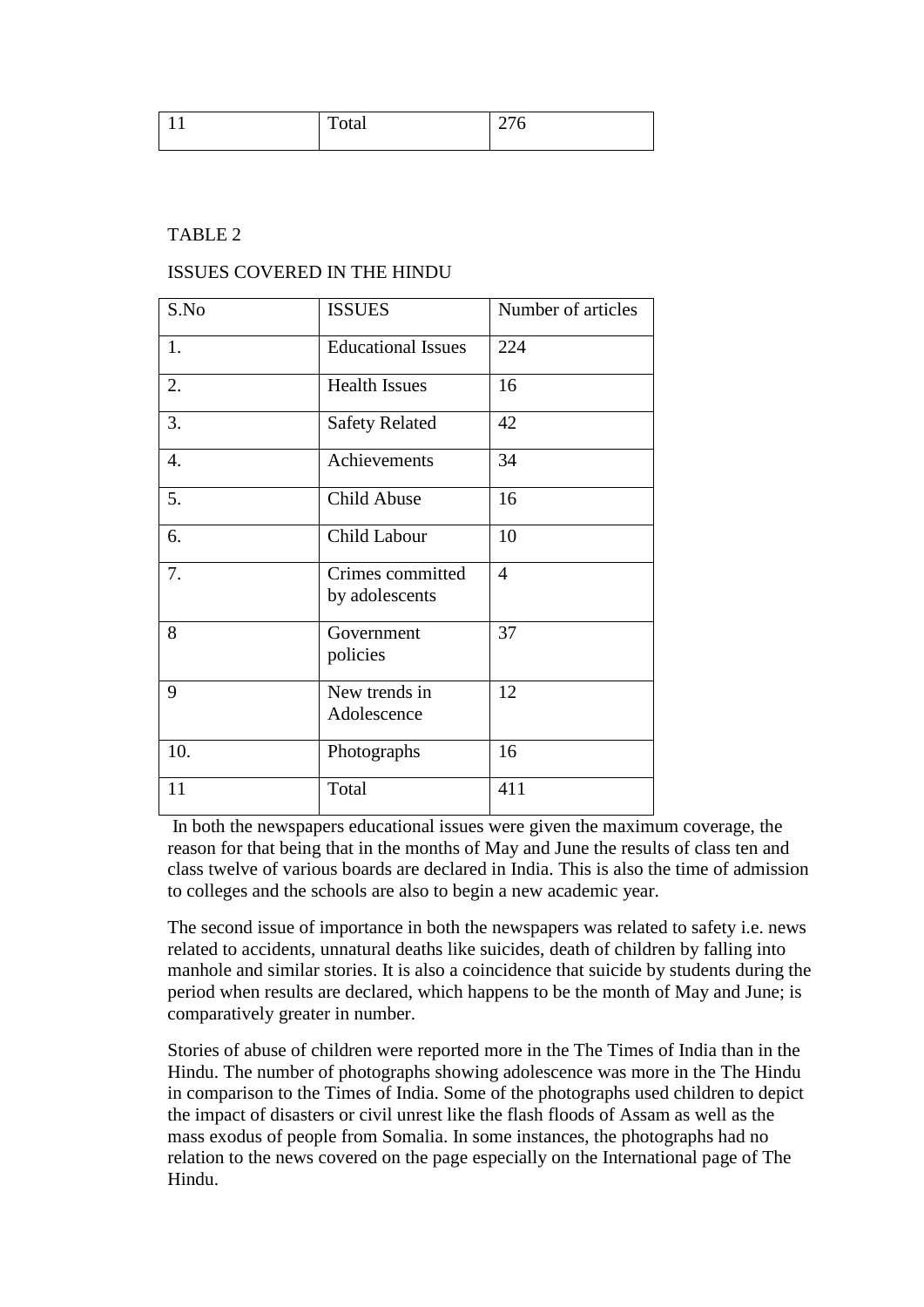| 11 | Total | 276 |
|---|---|---|

TABLE 2

ISSUES COVERED IN THE HINDU

| S.No | ISSUES | Number of articles |
|---|---|---|
| 1. | Educational Issues | 224 |
| 2. | Health Issues | 16 |
| 3. | Safety Related | 42 |
| 4. | Achievements | 34 |
| 5. | Child Abuse | 16 |
| 6. | Child Labour | 10 |
| 7. | Crimes committed by adolescents | 4 |
| 8 | Government policies | 37 |
| 9 | New trends in Adolescence | 12 |
| 10. | Photographs | 16 |
| 11 | Total | 411 |

In both the newspapers educational issues were given the maximum coverage, the reason for that being that in the months of May and June the results of class ten and class twelve of various boards are declared in India. This is also the time of admission to colleges and the schools are also to begin a new academic year.

The second issue of importance in both the newspapers was related to safety i.e. news related to accidents, unnatural deaths like suicides, death of children by falling into manhole and similar stories. It is also a coincidence that suicide by students during the period when results are declared, which happens to be the month of May and June; is comparatively greater in number.

Stories of abuse of children were reported more in the The Times of India than in the Hindu. The number of photographs showing adolescence was more in the The Hindu in comparison to the Times of India. Some of the photographs used children to depict the impact of disasters or civil unrest like the flash floods of Assam as well as the mass exodus of people from Somalia. In some instances, the photographs had no relation to the news covered on the page especially on the International page of The Hindu.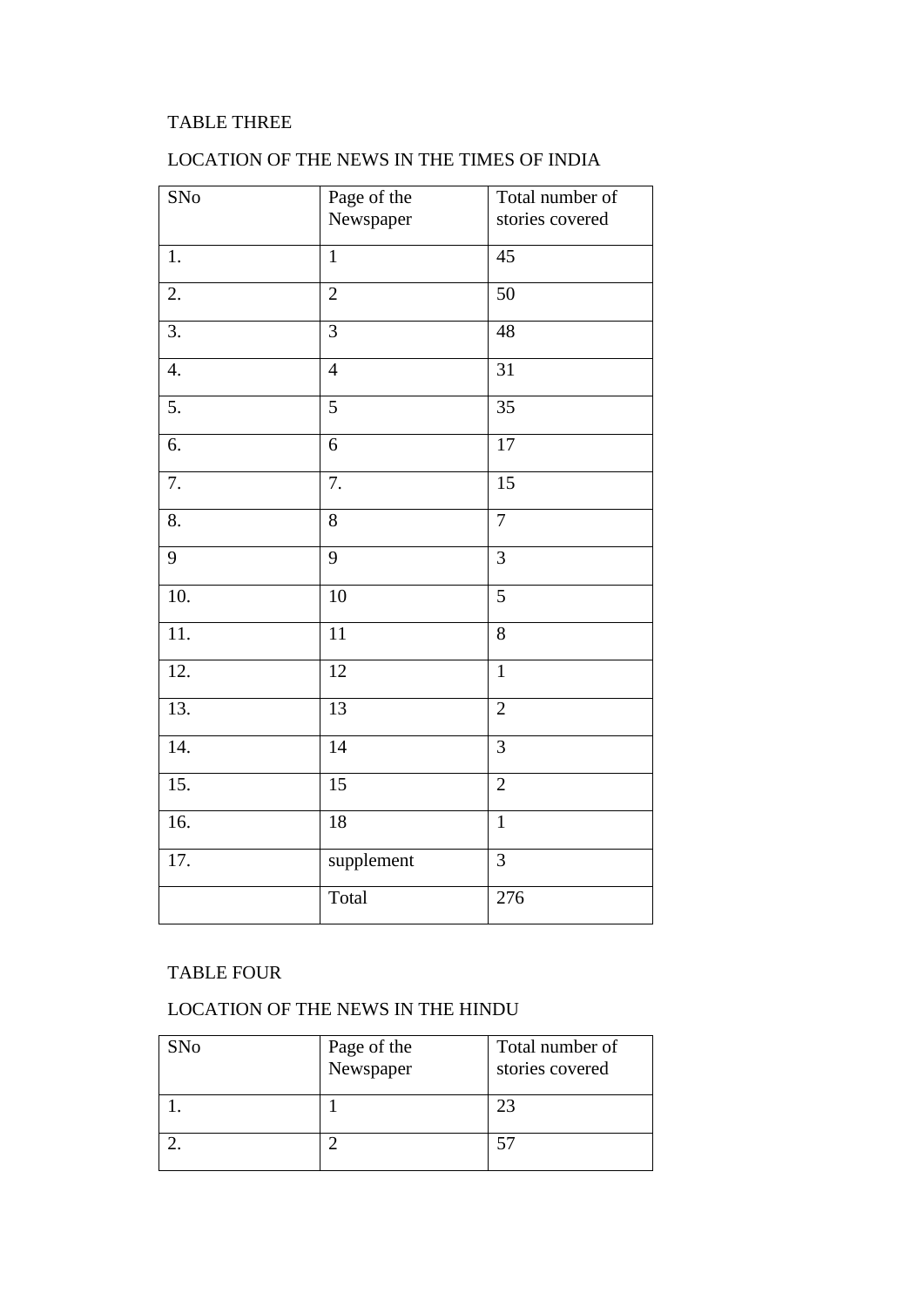TABLE THREE

LOCATION OF THE NEWS IN THE TIMES OF INDIA

| SNo | Page of the Newspaper | Total number of stories covered |
|---|---|---|
| 1. | 1 | 45 |
| 2. | 2 | 50 |
| 3. | 3 | 48 |
| 4. | 4 | 31 |
| 5. | 5 | 35 |
| 6. | 6 | 17 |
| 7. | 7. | 15 |
| 8. | 8 | 7 |
| 9 | 9 | 3 |
| 10. | 10 | 5 |
| 11. | 11 | 8 |
| 12. | 12 | 1 |
| 13. | 13 | 2 |
| 14. | 14 | 3 |
| 15. | 15 | 2 |
| 16. | 18 | 1 |
| 17. | supplement | 3 |
| | Total | 276 |

TABLE FOUR

LOCATION OF THE NEWS IN THE HINDU

| SNo | Page of the Newspaper | Total number of stories covered |
|---|---|---|
| 1. | 1 | 23 |
| 2. | 2 | 57 |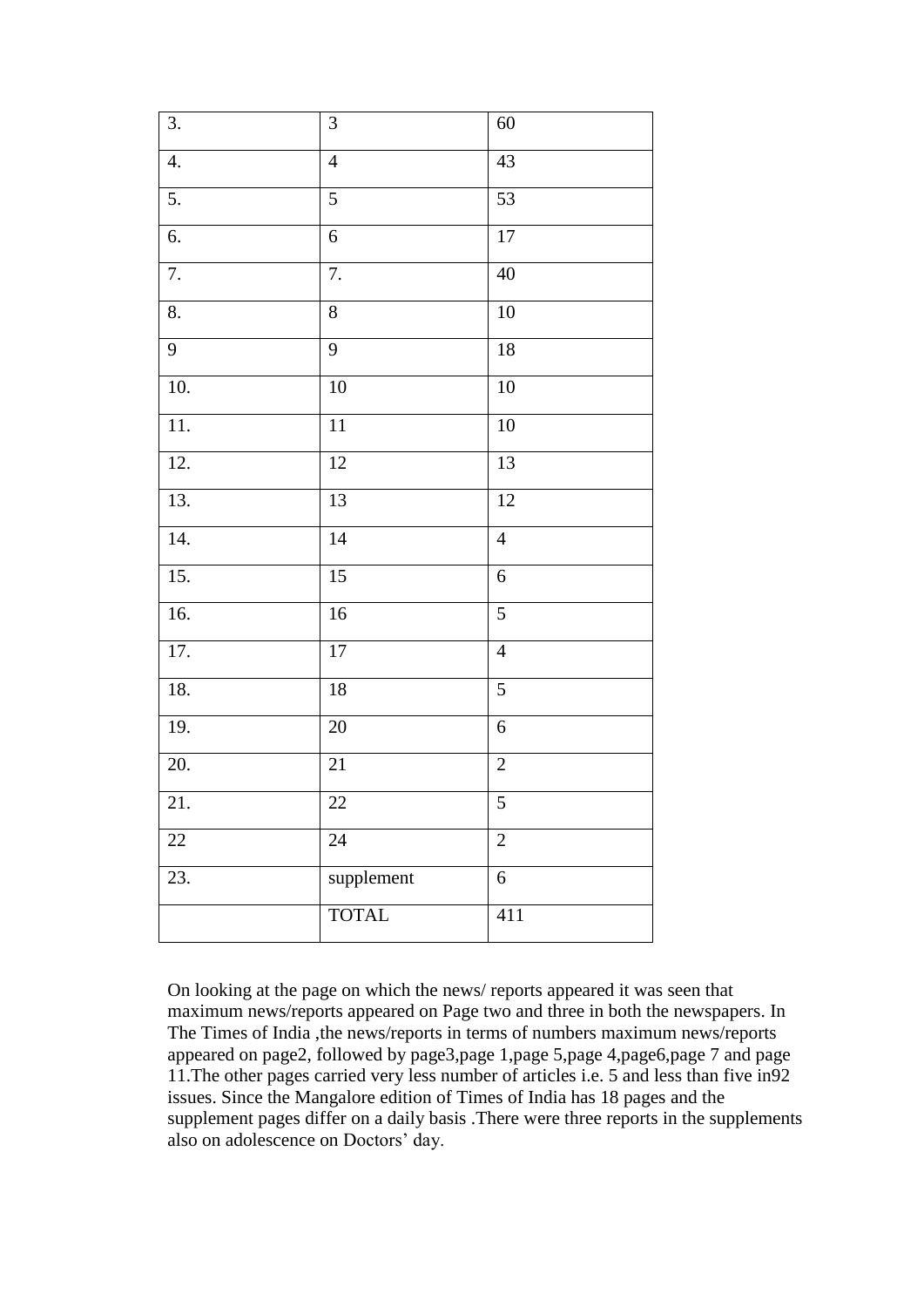| 3. | 3 | 60 |
|---|---|---|
| 4. | 4 | 43 |
| 5. | 5 | 53 |
| 6. | 6 | 17 |
| 7. | 7. | 40 |
| 8. | 8 | 10 |
| 9 | 9 | 18 |
| 10. | 10 | 10 |
| 11. | 11 | 10 |
| 12. | 12 | 13 |
| 13. | 13 | 12 |
| 14. | 14 | 4 |
| 15. | 15 | 6 |
| 16. | 16 | 5 |
| 17. | 17 | 4 |
| 18. | 18 | 5 |
| 19. | 20 | 6 |
| 20. | 21 | 2 |
| 21. | 22 | 5 |
| 22 | 24 | 2 |
| 23. | supplement | 6 |
| | TOTAL | 411 |

On looking at the page on which the news/ reports appeared it was seen that maximum news/reports appeared on Page two and three in both the newspapers. In The Times of India ,the news/reports in terms of numbers maximum news/reports appeared on page2, followed by page3,page 1,page 5,page 4,page6,page 7 and page 11.The other pages carried very less number of articles i.e. 5 and less than five in92 issues. Since the Mangalore edition of Times of India has 18 pages and the supplement pages differ on a daily basis .There were three reports in the supplements also on adolescence on Doctors' day.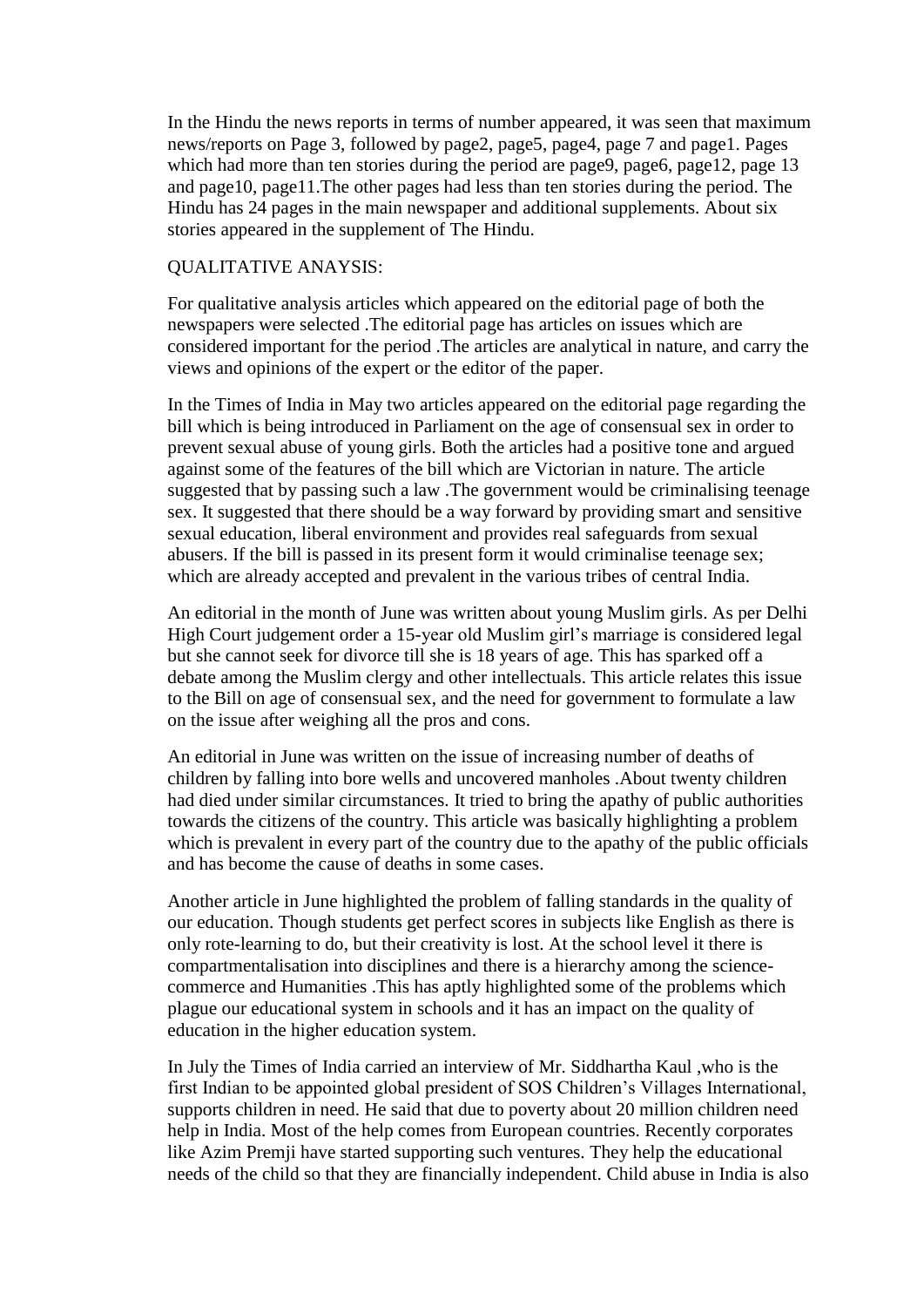In the Hindu the news reports in terms of number appeared, it was seen that maximum news/reports on Page 3, followed by page2, page5, page4, page 7 and page1. Pages which had more than ten stories during the period are page9, page6, page12, page 13 and page10, page11.The other pages had less than ten stories during the period. The Hindu has 24 pages in the main newspaper and additional supplements. About six stories appeared in the supplement of The Hindu.

QUALITATIVE ANAYSIS:

For qualitative analysis articles which appeared on the editorial page of both the newspapers were selected .The editorial page has articles on issues which are considered important for the period .The articles are analytical in nature, and carry the views and opinions of the expert or the editor of the paper.

In the Times of India in May two articles appeared on the editorial page regarding the bill which is being introduced in Parliament on the age of consensual sex in order to prevent sexual abuse of young girls. Both the articles had a positive tone and argued against some of the features of the bill which are Victorian in nature. The article suggested that by passing such a law .The government would be criminalising teenage sex. It suggested that there should be a way forward by providing smart and sensitive sexual education, liberal environment and provides real safeguards from sexual abusers. If the bill is passed in its present form it would criminalise teenage sex; which are already accepted and prevalent in the various tribes of central India.

An editorial in the month of June was written about young Muslim girls. As per Delhi High Court judgement order a 15-year old Muslim girl's marriage is considered legal but she cannot seek for divorce till she is 18 years of age. This has sparked off a debate among the Muslim clergy and other intellectuals. This article relates this issue to the Bill on age of consensual sex, and the need for government to formulate a law on the issue after weighing all the pros and cons.

An editorial in June was written on the issue of increasing number of deaths of children by falling into bore wells and uncovered manholes .About twenty children had died under similar circumstances. It tried to bring the apathy of public authorities towards the citizens of the country. This article was basically highlighting a problem which is prevalent in every part of the country due to the apathy of the public officials and has become the cause of deaths in some cases.

Another article in June highlighted the problem of falling standards in the quality of our education. Though students get perfect scores in subjects like English as there is only rote-learning to do, but their creativity is lost. At the school level it there is compartmentalisation into disciplines and there is a hierarchy among the science-commerce and Humanities .This has aptly highlighted some of the problems which plague our educational system in schools and it has an impact on the quality of education in the higher education system.

In July the Times of India carried an interview of Mr. Siddhartha Kaul ,who is the first Indian to be appointed global president of SOS Children's Villages International, supports children in need. He said that due to poverty about 20 million children need help in India. Most of the help comes from European countries. Recently corporates like Azim Premji have started supporting such ventures. They help the educational needs of the child so that they are financially independent. Child abuse in India is also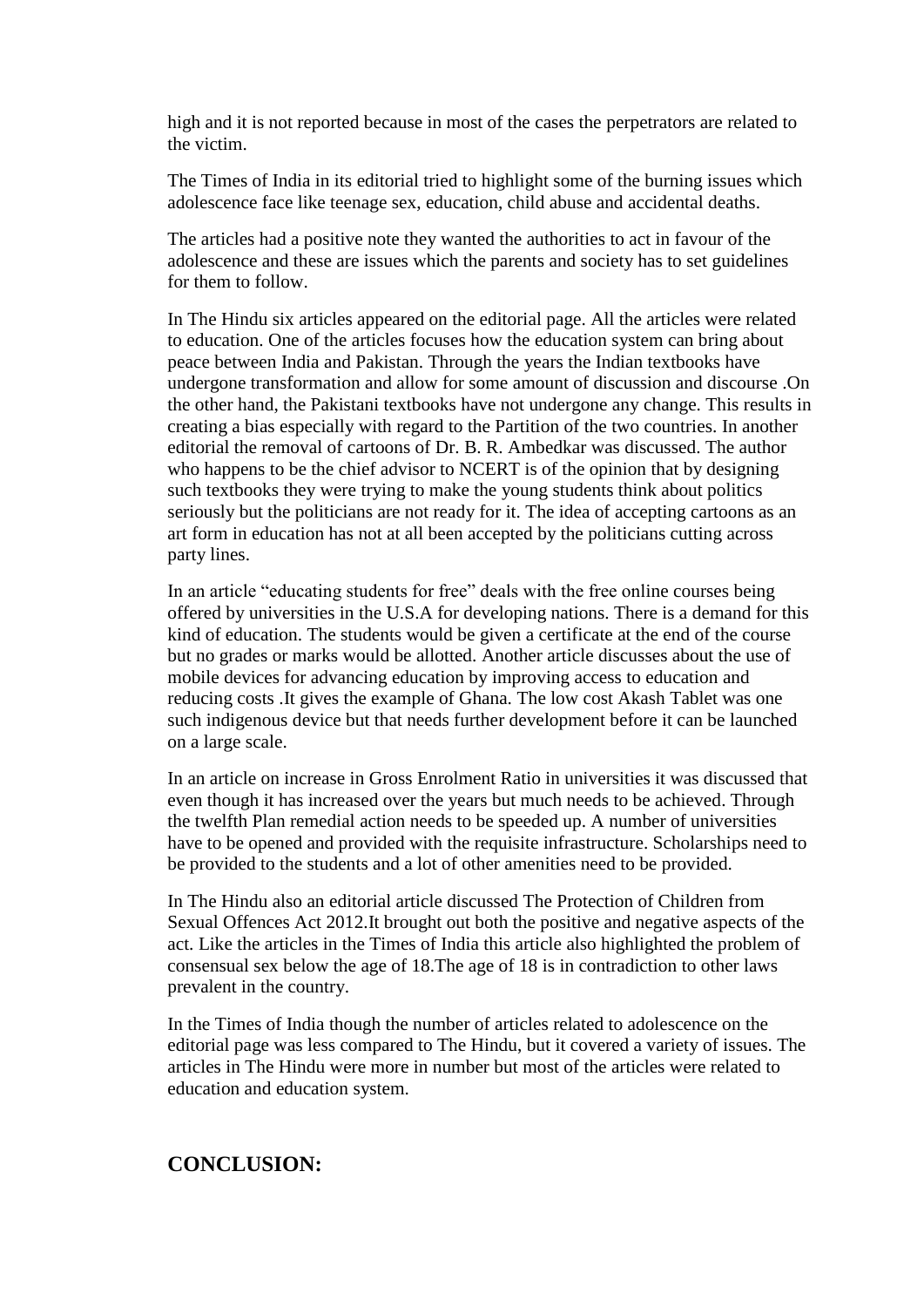high and it is not reported because in most of the cases the perpetrators are related to the victim.

The Times of India in its editorial tried to highlight some of the burning issues which adolescence face like teenage sex, education, child abuse and accidental deaths.

The articles had a positive note they wanted the authorities to act in favour of the adolescence and these are issues which the parents and society has to set guidelines for them to follow.

In The Hindu six articles appeared on the editorial page. All the articles were related to education. One of the articles focuses how the education system can bring about peace between India and Pakistan. Through the years the Indian textbooks have undergone transformation and allow for some amount of discussion and discourse .On the other hand, the Pakistani textbooks have not undergone any change. This results in creating a bias especially with regard to the Partition of the two countries. In another editorial the removal of cartoons of Dr. B. R. Ambedkar was discussed. The author who happens to be the chief advisor to NCERT is of the opinion that by designing such textbooks they were trying to make the young students think about politics seriously but the politicians are not ready for it. The idea of accepting cartoons as an art form in education has not at all been accepted by the politicians cutting across party lines.

In an article "educating students for free" deals with the free online courses being offered by universities in the U.S.A for developing nations. There is a demand for this kind of education. The students would be given a certificate at the end of the course but no grades or marks would be allotted. Another article discusses about the use of mobile devices for advancing education by improving access to education and reducing costs .It gives the example of Ghana. The low cost Akash Tablet was one such indigenous device but that needs further development before it can be launched on a large scale.

In an article on increase in Gross Enrolment Ratio in universities it was discussed that even though it has increased over the years but much needs to be achieved. Through the twelfth Plan remedial action needs to be speeded up. A number of universities have to be opened and provided with the requisite infrastructure. Scholarships need to be provided to the students and a lot of other amenities need to be provided.

In The Hindu also an editorial article discussed The Protection of Children from Sexual Offences Act 2012.It brought out both the positive and negative aspects of the act. Like the articles in the Times of India this article also highlighted the problem of consensual sex below the age of 18.The age of 18 is in contradiction to other laws prevalent in the country.

In the Times of India though the number of articles related to adolescence on the editorial page was less compared to The Hindu, but it covered a variety of issues. The articles in The Hindu were more in number but most of the articles were related to education and education system.

## CONCLUSION: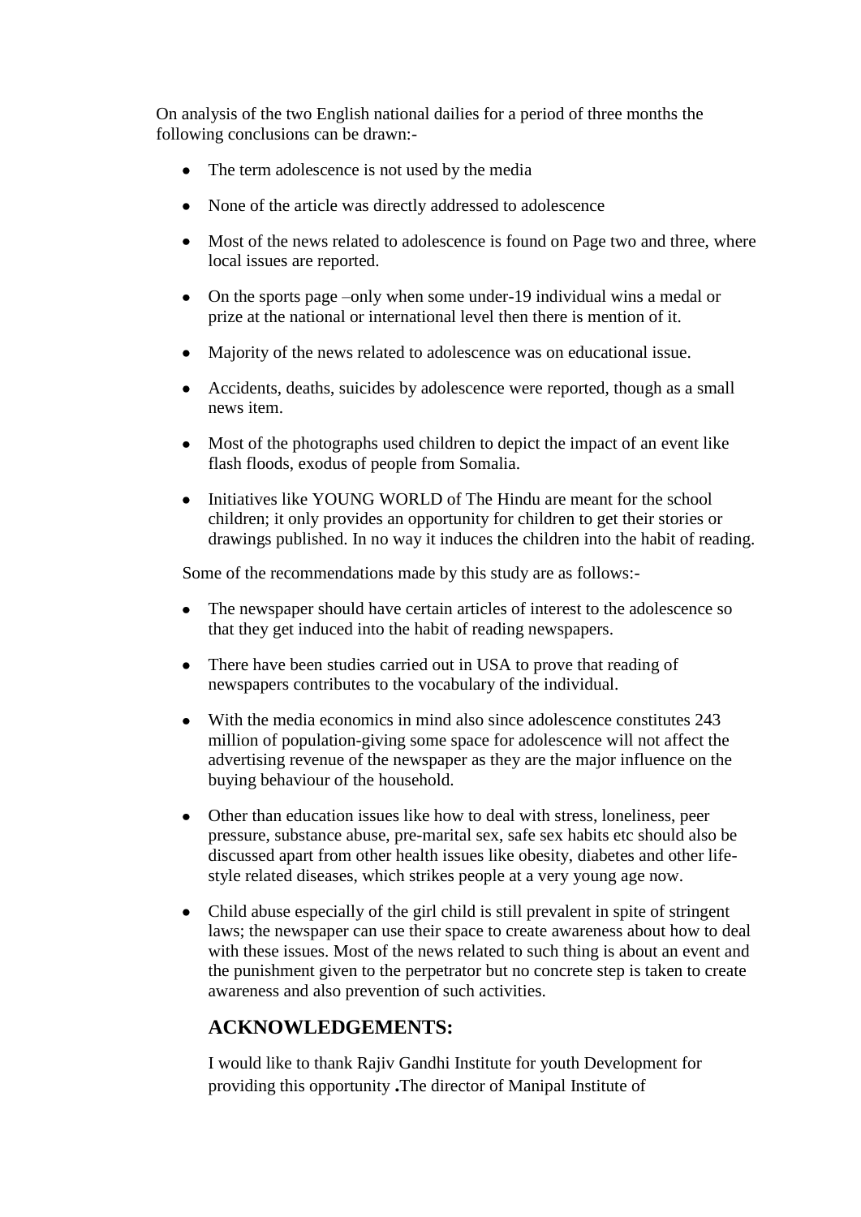On analysis of the two English national dailies for a period of three months the following conclusions can be drawn:-

- The term adolescence is not used by the media
- None of the article was directly addressed to adolescence
- Most of the news related to adolescence is found on Page two and three, where local issues are reported.
- On the sports page –only when some under-19 individual wins a medal or prize at the national or international level then there is mention of it.
- Majority of the news related to adolescence was on educational issue.
- Accidents, deaths, suicides by adolescence were reported, though as a small news item.
- Most of the photographs used children to depict the impact of an event like flash floods, exodus of people from Somalia.
- Initiatives like YOUNG WORLD of The Hindu are meant for the school children; it only provides an opportunity for children to get their stories or drawings published. In no way it induces the children into the habit of reading.

Some of the recommendations made by this study are as follows:-

- The newspaper should have certain articles of interest to the adolescence so that they get induced into the habit of reading newspapers.
- There have been studies carried out in USA to prove that reading of newspapers contributes to the vocabulary of the individual.
- With the media economics in mind also since adolescence constitutes 243 million of population-giving some space for adolescence will not affect the advertising revenue of the newspaper as they are the major influence on the buying behaviour of the household.
- Other than education issues like how to deal with stress, loneliness, peer pressure, substance abuse, pre-marital sex, safe sex habits etc should also be discussed apart from other health issues like obesity, diabetes and other life-style related diseases, which strikes people at a very young age now.
- Child abuse especially of the girl child is still prevalent in spite of stringent laws; the newspaper can use their space to create awareness about how to deal with these issues. Most of the news related to such thing is about an event and the punishment given to the perpetrator but no concrete step is taken to create awareness and also prevention of such activities.

## ACKNOWLEDGEMENTS:

I would like to thank Rajiv Gandhi Institute for youth Development for providing this opportunity **.**The director of Manipal Institute of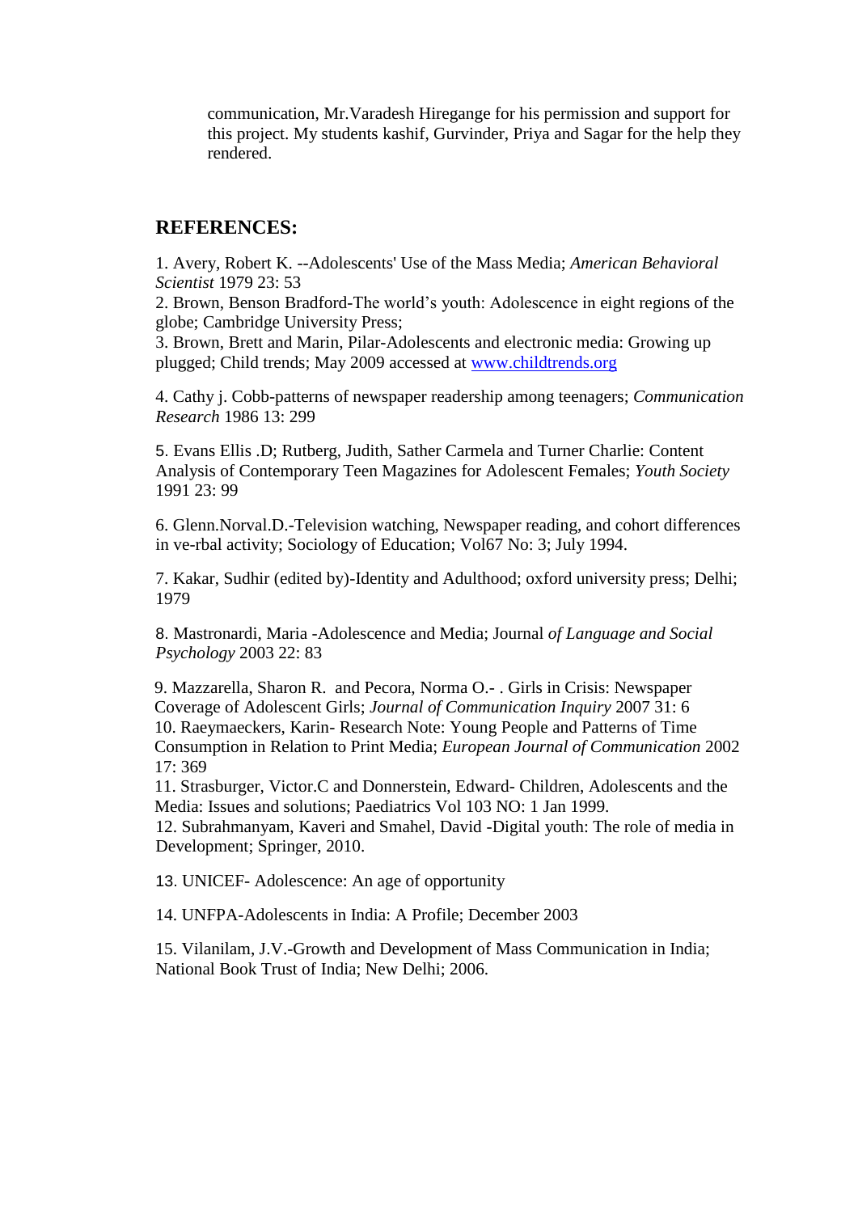communication, Mr.Varadesh Hiregange for his permission and support for this project. My students kashif, Gurvinder, Priya and Sagar for the help they rendered.

## REFERENCES:

1. Avery, Robert K. --Adolescents' Use of the Mass Media; *American Behavioral Scientist* 1979 23: 53
2. Brown, Benson Bradford-The world's youth: Adolescence in eight regions of the globe; Cambridge University Press;
3. Brown, Brett and Marin, Pilar-Adolescents and electronic media: Growing up plugged; Child trends; May 2009 accessed at www.childtrends.org

4. Cathy j. Cobb-patterns of newspaper readership among teenagers; *Communication Research* 1986 13: 299

5. Evans Ellis .D; Rutberg, Judith, Sather Carmela and Turner Charlie: Content Analysis of Contemporary Teen Magazines for Adolescent Females; *Youth Society* 1991 23: 99

6. Glenn.Norval.D.-Television watching, Newspaper reading, and cohort differences in ve-rbal activity; Sociology of Education; Vol67 No: 3; July 1994.

7. Kakar, Sudhir (edited by)-Identity and Adulthood; oxford university press; Delhi; 1979

8. Mastronardi, Maria -Adolescence and Media; Journal *of Language and Social Psychology* 2003 22: 83

9. Mazzarella, Sharon R. and Pecora, Norma O.- . Girls in Crisis: Newspaper Coverage of Adolescent Girls; *Journal of Communication Inquiry* 2007 31: 6
10. Raeymaeckers, Karin- Research Note: Young People and Patterns of Time Consumption in Relation to Print Media; *European Journal of Communication* 2002 17: 369
11. Strasburger, Victor.C and Donnerstein, Edward- Children, Adolescents and the Media: Issues and solutions; Paediatrics Vol 103 NO: 1 Jan 1999.
12. Subrahmanyam, Kaveri and Smahel, David -Digital youth: The role of media in Development; Springer, 2010.

13. UNICEF- Adolescence: An age of opportunity

14. UNFPA-Adolescents in India: A Profile; December 2003

15. Vilanilam, J.V.-Growth and Development of Mass Communication in India; National Book Trust of India; New Delhi; 2006.